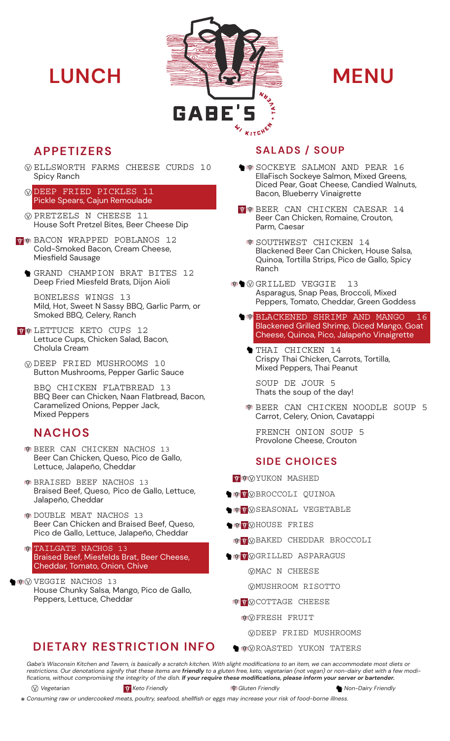# LUNCH MENU

GABE'S WI KITCHEN • TAVERN

## APPETIZERS

- Ⓥ **ELLSWORTH FARMS CHEESE CURDS** 10
  Spicy Ranch
- Ⓥ **DEEP FRIED PICKLES** 11
  Pickle Spears, Cajun Remoulade
- Ⓥ **PRETZELS N CHEESE** 11
  House Soft Pretzel Bites, Beer Cheese Dip
- (Keto Friendly) (Gluten Friendly) **BACON WRAPPED POBLANOS** 12
  Cold-Smoked Bacon, Cream Cheese, Miesfield Sausage
- (Non-Dairy Friendly) **GRAND CHAMPION BRAT BITES** 12
  Deep Fried Miesfeld Brats, Dijon Aioli
- **BONELESS WINGS** 13
  Mild, Hot, Sweet N Sassy BBQ, Garlic Parm, or Smoked BBQ, Celery, Ranch
- (Keto Friendly) (Gluten Friendly) **LETTUCE KETO CUPS** 12
  Lettuce Cups, Chicken Salad, Bacon, Cholula Cream
- Ⓥ **DEEP FRIED MUSHROOMS** 10
  Button Mushrooms, Pepper Garlic Sauce
- **BBQ CHICKEN FLATBREAD** 13
  BBQ Beer can Chicken, Naan Flatbread, Bacon, Caramelized Onions, Pepper Jack, Mixed Peppers

## NACHOS

- (Gluten Friendly) **BEER CAN CHICKEN NACHOS** 13
  Beer Can Chicken, Queso, Pico de Gallo, Lettuce, Jalapeño, Cheddar
- (Gluten Friendly) **BRAISED BEEF NACHOS** 13
  Braised Beef, Queso, Pico de Gallo, Lettuce, Jalapeño, Cheddar
- (Gluten Friendly) **DOUBLE MEAT NACHOS** 13
  Beer Can Chicken and Braised Beef, Queso, Pico de Gallo, Lettuce, Jalapeño, Cheddar
- (Gluten Friendly) **TAILGATE NACHOS** 13
  Braised Beef, Miesfelds Brat, Beer Cheese, Cheddar, Tomato, Onion, Chive
- (Non-Dairy Friendly) (Gluten Friendly) Ⓥ **VEGGIE NACHOS** 13
  House Chunky Salsa, Mango, Pico de Gallo, Peppers, Lettuce, Cheddar

## SALADS / SOUP

- (Non-Dairy Friendly) (Gluten Friendly) **SOCKEYE SALMON AND PEAR** 16
  EllaFisch Sockeye Salmon, Mixed Greens, Diced Pear, Goat Cheese, Candied Walnuts, Bacon, Blueberry Vinaigrette
- (Keto Friendly) (Gluten Friendly) **BEER CAN CHICKEN CAESAR** 14
  Beer Can Chicken, Romaine, Crouton, Parm, Caesar
- (Gluten Friendly) **SOUTHWEST CHICKEN** 14
  Blackened Beer Can Chicken, House Salsa, Quinoa, Tortilla Strips, Pico de Gallo, Spicy Ranch
- (Gluten Friendly) (Non-Dairy Friendly) Ⓥ **GRILLED VEGGIE** 13
  Asparagus, Snap Peas, Broccoli, Mixed Peppers, Tomato, Cheddar, Green Goddess
- (Non-Dairy Friendly) (Gluten Friendly) **BLACKENED SHRIMP AND MANGO** 16
  Blackened Grilled Shrimp, Diced Mango, Goat Cheese, Quinoa, Pico, Jalapeño Vinaigrette
- (Non-Dairy Friendly) **THAI CHICKEN** 14
  Crispy Thai Chicken, Carrots, Tortilla, Mixed Peppers, Thai Peanut
- **SOUP DE JOUR** 5
  Thats the soup of the day!
- (Gluten Friendly) **BEER CAN CHICKEN NOODLE SOUP** 5
  Carrot, Celery, Onion, Cavatappi
- **FRENCH ONION SOUP** 5
  Provolone Cheese, Crouton

## SIDE CHOICES

- (Keto Friendly) (Gluten Friendly) Ⓥ YUKON MASHED
- (Non-Dairy Friendly) (Gluten Friendly) (Keto Friendly) Ⓥ BROCCOLI QUINOA
- (Non-Dairy Friendly) (Gluten Friendly) (Keto Friendly) Ⓥ SEASONAL VEGETABLE
- (Non-Dairy Friendly) (Gluten Friendly) (Keto Friendly) Ⓥ HOUSE FRIES
- (Gluten Friendly) (Keto Friendly) Ⓥ BAKED CHEDDAR BROCCOLI
- (Non-Dairy Friendly) (Gluten Friendly) (Keto Friendly) Ⓥ GRILLED ASPARAGUS
- Ⓥ MAC N CHEESE
- Ⓥ MUSHROOM RISOTTO
- (Gluten Friendly) (Keto Friendly) Ⓥ COTTAGE CHEESE
- (Gluten Friendly) Ⓥ FRESH FRUIT
- Ⓥ DEEP FRIED MUSHROOMS
- (Non-Dairy Friendly) (Gluten Friendly) Ⓥ ROASTED YUKON TATERS

## DIETARY RESTRICTION INFO

*Gabe's Wisconsin Kitchen and Tavern, is basically a scratch kitchen. With slight modifications to an item, we can accommodate most diets or restrictions. Our denotations signify that these items are **friendly** to a gluten free, keto, vegetarian (not vegan) or non-dairy diet with a few modifications, without compromising the integrity of the dish. **If your require these modifications, please inform your server or bartender.***

Ⓥ *Vegetarian* | *Keto Friendly* | *Gluten Friendly* | *Non-Dairy Friendly*

* *Consuming raw or undercooked meats, poultry, seafood, shellfish or eggs may increase your risk of food-borne illness.*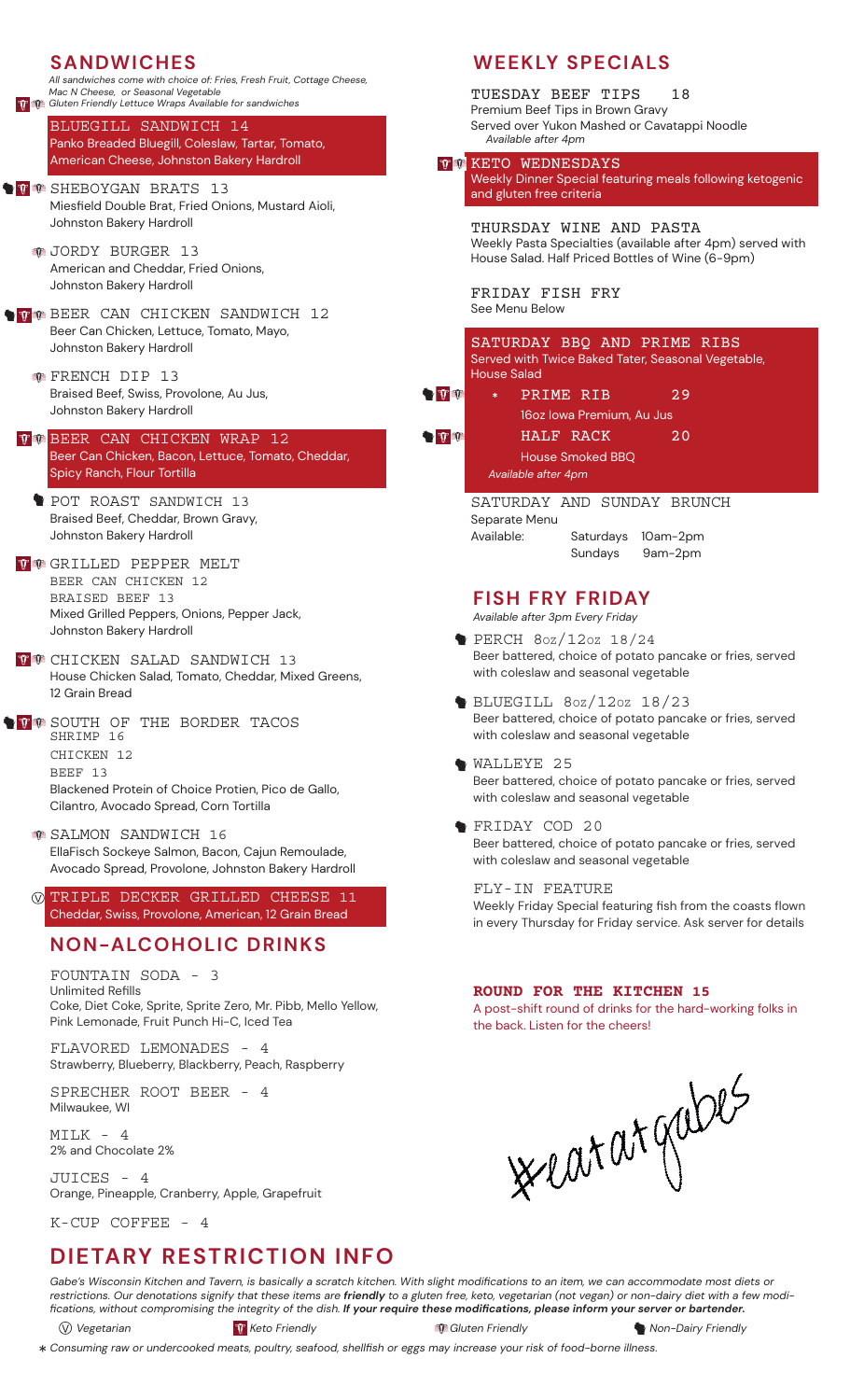## SANDWICHES

*All sandwiches come with choice of: Fries, Fresh Fruit, Cottage Cheese, Mac N Cheese, or Seasonal Vegetable*
*Gluten Friendly Lettuce Wraps Available for sandwiches*

**BLUEGILL SANDWICH 14**
Panko Breaded Bluegill, Coleslaw, Tartar, Tomato, American Cheese, Johnston Bakery Hardroll

**SHEBOYGAN BRATS 13**
Miesfield Double Brat, Fried Onions, Mustard Aioli, Johnston Bakery Hardroll

**JORDY BURGER 13**
American and Cheddar, Fried Onions, Johnston Bakery Hardroll

**BEER CAN CHICKEN SANDWICH 12**
Beer Can Chicken, Lettuce, Tomato, Mayo, Johnston Bakery Hardroll

**FRENCH DIP 13**
Braised Beef, Swiss, Provolone, Au Jus, Johnston Bakery Hardroll

**BEER CAN CHICKEN WRAP 12**
Beer Can Chicken, Bacon, Lettuce, Tomato, Cheddar, Spicy Ranch, Flour Tortilla

**POT ROAST SANDWICH 13**
Braised Beef, Cheddar, Brown Gravy, Johnston Bakery Hardroll

**GRILLED PEPPER MELT**
BEER CAN CHICKEN 12
BRAISED BEEF 13
Mixed Grilled Peppers, Onions, Pepper Jack, Johnston Bakery Hardroll

**CHICKEN SALAD SANDWICH 13**
House Chicken Salad, Tomato, Cheddar, Mixed Greens, 12 Grain Bread

**SOUTH OF THE BORDER TACOS**
SHRIMP 16
CHICKEN 12
BEEF 13
Blackened Protein of Choice Protien, Pico de Gallo, Cilantro, Avocado Spread, Corn Tortilla

**SALMON SANDWICH 16**
EllaFisch Sockeye Salmon, Bacon, Cajun Remoulade, Avocado Spread, Provolone, Johnston Bakery Hardroll

**TRIPLE DECKER GRILLED CHEESE 11**
Cheddar, Swiss, Provolone, American, 12 Grain Bread

## NON-ALCOHOLIC DRINKS

**FOUNTAIN SODA - 3**
Unlimited Refills
Coke, Diet Coke, Sprite, Sprite Zero, Mr. Pibb, Mello Yellow, Pink Lemonade, Fruit Punch Hi-C, Iced Tea

**FLAVORED LEMONADES - 4**
Strawberry, Blueberry, Blackberry, Peach, Raspberry

**SPRECHER ROOT BEER - 4**
Milwaukee, WI

**MILK - 4**
2% and Chocolate 2%

**JUICES - 4**
Orange, Pineapple, Cranberry, Apple, Grapefruit

**K-CUP COFFEE - 4**

## WEEKLY SPECIALS

**TUESDAY BEEF TIPS 18**
Premium Beef Tips in Brown Gravy
Served over Yukon Mashed or Cavatappi Noodle
*Available after 4pm*

**KETO WEDNESDAYS**
Weekly Dinner Special featuring meals following ketogenic and gluten free criteria

**THURSDAY WINE AND PASTA**
Weekly Pasta Specialties (available after 4pm) served with House Salad. Half Priced Bottles of Wine (6-9pm)

**FRIDAY FISH FRY**
See Menu Below

**SATURDAY BBQ AND PRIME RIBS**
Served with Twice Baked Tater, Seasonal Vegetable, House Salad

* **PRIME RIB 29**
16oz Iowa Premium, Au Jus

**HALF RACK 20**
House Smoked BBQ

*Available after 4pm*

**SATURDAY AND SUNDAY BRUNCH**
Separate Menu
Available: Saturdays 10am-2pm
Sundays 9am-2pm

## FISH FRY FRIDAY

*Available after 3pm Every Friday*

**PERCH 8oz/12oz 18/24**
Beer battered, choice of potato pancake or fries, served with coleslaw and seasonal vegetable

**BLUEGILL 8oz/12oz 18/23**
Beer battered, choice of potato pancake or fries, served with coleslaw and seasonal vegetable

**WALLEYE 25**
Beer battered, choice of potato pancake or fries, served with coleslaw and seasonal vegetable

**FRIDAY COD 20**
Beer battered, choice of potato pancake or fries, served with coleslaw and seasonal vegetable

**FLY-IN FEATURE**
Weekly Friday Special featuring fish from the coasts flown in every Thursday for Friday service. Ask server for details

**ROUND FOR THE KITCHEN 15**
A post-shift round of drinks for the hard-working folks in the back. Listen for the cheers!

#eatatgabes

## DIETARY RESTRICTION INFO

*Gabe's Wisconsin Kitchen and Tavern, is basically a scratch kitchen. With slight modifications to an item, we can accommodate most diets or restrictions. Our denotations signify that these items are **friendly** to a gluten free, keto, vegetarian (not vegan) or non-dairy diet with a few modifications, without compromising the integrity of the dish. **If your require these modifications, please inform your server or bartender.***

Ⓥ *Vegetarian* — *Keto Friendly* — *Gluten Friendly* — *Non-Dairy Friendly*

* *Consuming raw or undercooked meats, poultry, seafood, shellfish or eggs may increase your risk of food-borne illness.*